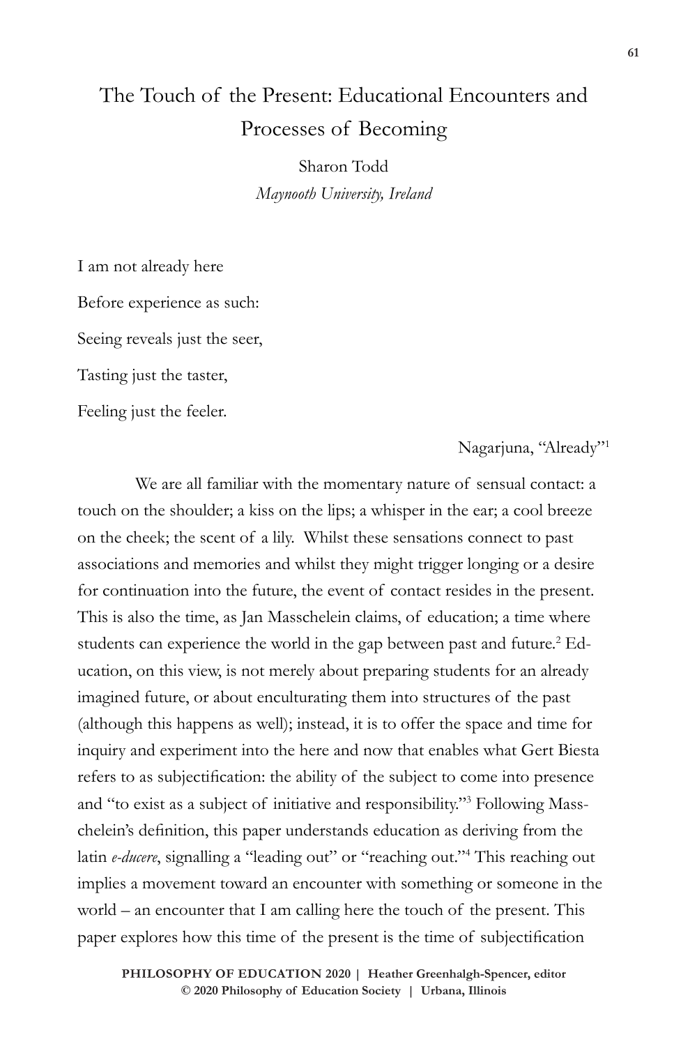# The Touch of the Present: Educational Encounters and Processes of Becoming

Sharon Todd

*Maynooth University, Ireland*

I am not already here

Before experience as such:

Seeing reveals just the seer,

Tasting just the taster,

Feeling just the feeler.

Nagarjuna, "Already"[1]

We are all familiar with the momentary nature of sensual contact: a touch on the shoulder; a kiss on the lips; a whisper in the ear; a cool breeze on the cheek; the scent of a lily. Whilst these sensations connect to past associations and memories and whilst they might trigger longing or a desire for continuation into the future, the event of contact resides in the present. This is also the time, as Jan Masschelein claims, of education; a time where students can experience the world in the gap between past and future.[2] Education, on this view, is not merely about preparing students for an already imagined future, or about enculturating them into structures of the past (although this happens as well); instead, it is to offer the space and time for inquiry and experiment into the here and now that enables what Gert Biesta refers to as subjectification: the ability of the subject to come into presence and "to exist as a subject of initiative and responsibility."[3] Following Masschelein's definition, this paper understands education as deriving from the latin *e-ducere*, signalling a "leading out" or "reaching out."[4] This reaching out implies a movement toward an encounter with something or someone in the world – an encounter that I am calling here the touch of the present. This paper explores how this time of the present is the time of subjectification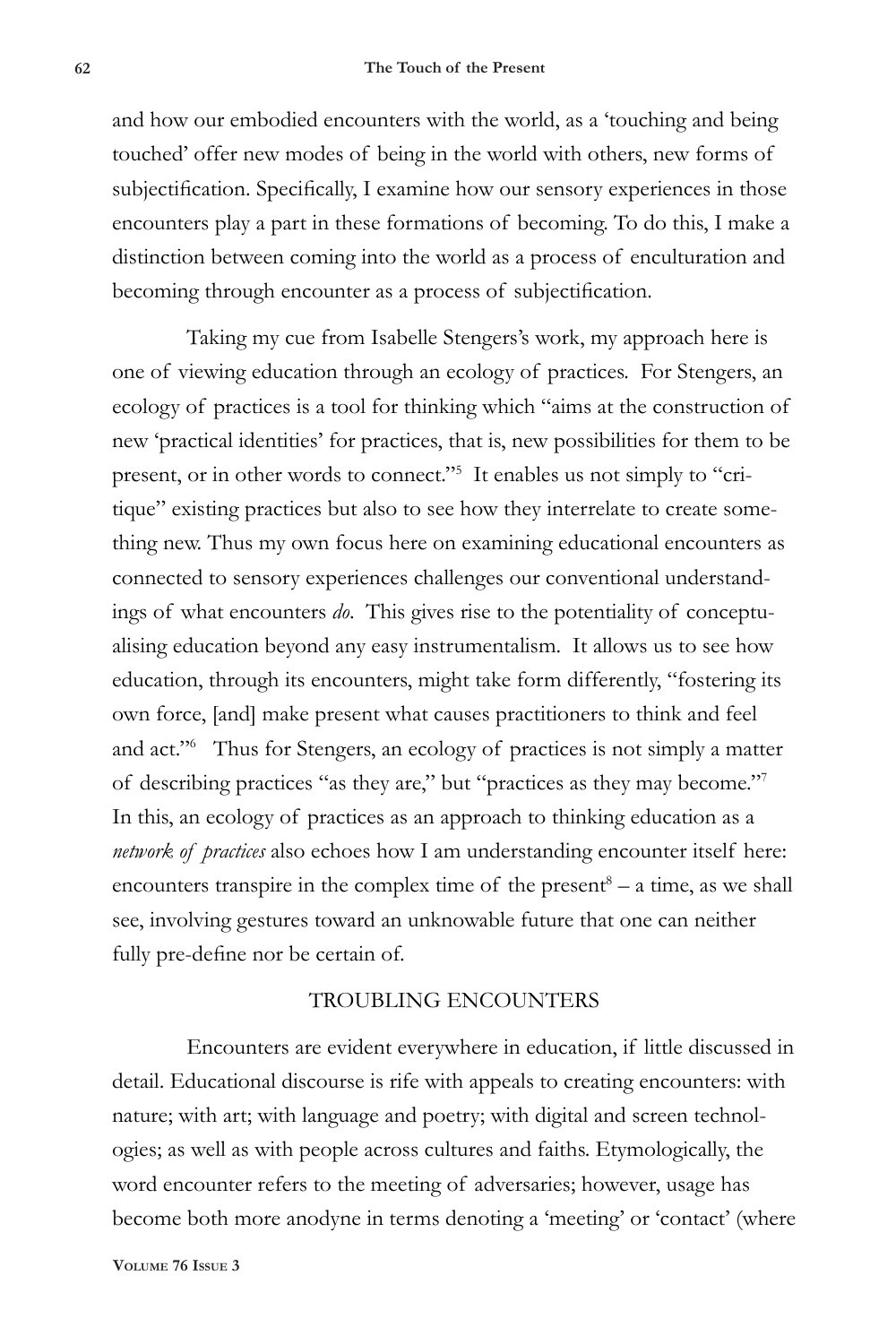and how our embodied encounters with the world, as a 'touching and being touched' offer new modes of being in the world with others, new forms of subjectification. Specifically, I examine how our sensory experiences in those encounters play a part in these formations of becoming. To do this, I make a distinction between coming into the world as a process of enculturation and becoming through encounter as a process of subjectification.

Taking my cue from Isabelle Stengers's work, my approach here is one of viewing education through an ecology of practices. For Stengers, an ecology of practices is a tool for thinking which "aims at the construction of new 'practical identities' for practices, that is, new possibilities for them to be present, or in other words to connect."[5] It enables us not simply to "critique" existing practices but also to see how they interrelate to create something new. Thus my own focus here on examining educational encounters as connected to sensory experiences challenges our conventional understandings of what encounters *do*. This gives rise to the potentiality of conceptualising education beyond any easy instrumentalism. It allows us to see how education, through its encounters, might take form differently, "fostering its own force, [and] make present what causes practitioners to think and feel and act."[6] Thus for Stengers, an ecology of practices is not simply a matter of describing practices "as they are," but "practices as they may become."[7] In this, an ecology of practices as an approach to thinking education as a *network of practices* also echoes how I am understanding encounter itself here: encounters transpire in the complex time of the present[8] – a time, as we shall see, involving gestures toward an unknowable future that one can neither fully pre-define nor be certain of.

## TROUBLING ENCOUNTERS

Encounters are evident everywhere in education, if little discussed in detail. Educational discourse is rife with appeals to creating encounters: with nature; with art; with language and poetry; with digital and screen technologies; as well as with people across cultures and faiths. Etymologically, the word encounter refers to the meeting of adversaries; however, usage has become both more anodyne in terms denoting a 'meeting' or 'contact' (where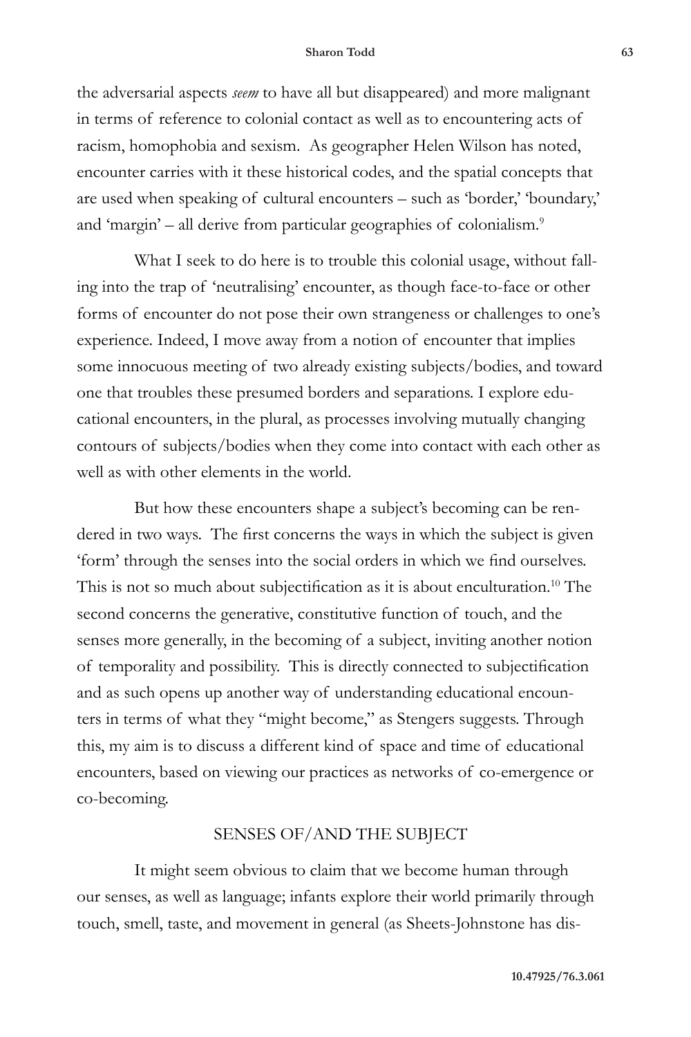the adversarial aspects *seem* to have all but disappeared) and more malignant in terms of reference to colonial contact as well as to encountering acts of racism, homophobia and sexism. As geographer Helen Wilson has noted, encounter carries with it these historical codes, and the spatial concepts that are used when speaking of cultural encounters – such as 'border,' 'boundary,' and 'margin' – all derive from particular geographies of colonialism.[9]

What I seek to do here is to trouble this colonial usage, without falling into the trap of 'neutralising' encounter, as though face-to-face or other forms of encounter do not pose their own strangeness or challenges to one's experience. Indeed, I move away from a notion of encounter that implies some innocuous meeting of two already existing subjects/bodies, and toward one that troubles these presumed borders and separations. I explore educational encounters, in the plural, as processes involving mutually changing contours of subjects/bodies when they come into contact with each other as well as with other elements in the world.

But how these encounters shape a subject's becoming can be rendered in two ways. The first concerns the ways in which the subject is given 'form' through the senses into the social orders in which we find ourselves. This is not so much about subjectification as it is about enculturation.[10] The second concerns the generative, constitutive function of touch, and the senses more generally, in the becoming of a subject, inviting another notion of temporality and possibility. This is directly connected to subjectification and as such opens up another way of understanding educational encounters in terms of what they "might become," as Stengers suggests. Through this, my aim is to discuss a different kind of space and time of educational encounters, based on viewing our practices as networks of co-emergence or co-becoming.

## SENSES OF/AND THE SUBJECT

It might seem obvious to claim that we become human through our senses, as well as language; infants explore their world primarily through touch, smell, taste, and movement in general (as Sheets-Johnstone has dis-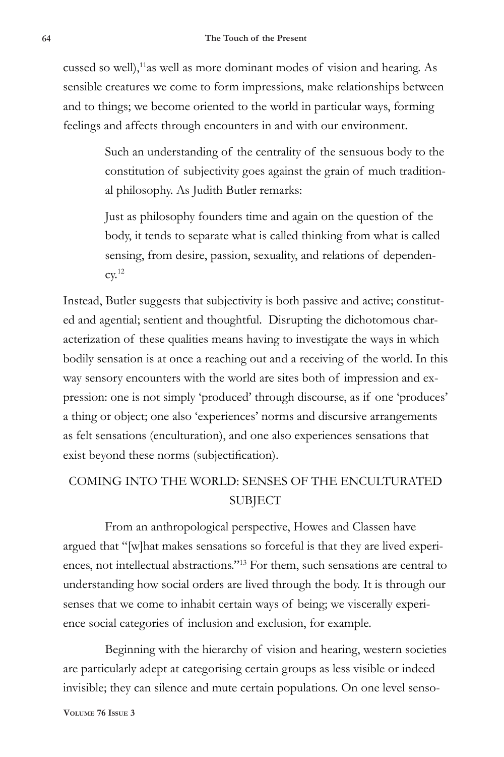cussed so well),[11]as well as more dominant modes of vision and hearing. As sensible creatures we come to form impressions, make relationships between and to things; we become oriented to the world in particular ways, forming feelings and affects through encounters in and with our environment.

> Such an understanding of the centrality of the sensuous body to the constitution of subjectivity goes against the grain of much traditional philosophy. As Judith Butler remarks:
>
> Just as philosophy founders time and again on the question of the body, it tends to separate what is called thinking from what is called sensing, from desire, passion, sexuality, and relations of dependency.[12]

Instead, Butler suggests that subjectivity is both passive and active; constituted and agential; sentient and thoughtful. Disrupting the dichotomous characterization of these qualities means having to investigate the ways in which bodily sensation is at once a reaching out and a receiving of the world. In this way sensory encounters with the world are sites both of impression and expression: one is not simply 'produced' through discourse, as if one 'produces' a thing or object; one also 'experiences' norms and discursive arrangements as felt sensations (enculturation), and one also experiences sensations that exist beyond these norms (subjectification).

## COMING INTO THE WORLD: SENSES OF THE ENCULTURATED SUBJECT

From an anthropological perspective, Howes and Classen have argued that "[w]hat makes sensations so forceful is that they are lived experiences, not intellectual abstractions."[13] For them, such sensations are central to understanding how social orders are lived through the body. It is through our senses that we come to inhabit certain ways of being; we viscerally experience social categories of inclusion and exclusion, for example.

Beginning with the hierarchy of vision and hearing, western societies are particularly adept at categorising certain groups as less visible or indeed invisible; they can silence and mute certain populations. On one level senso-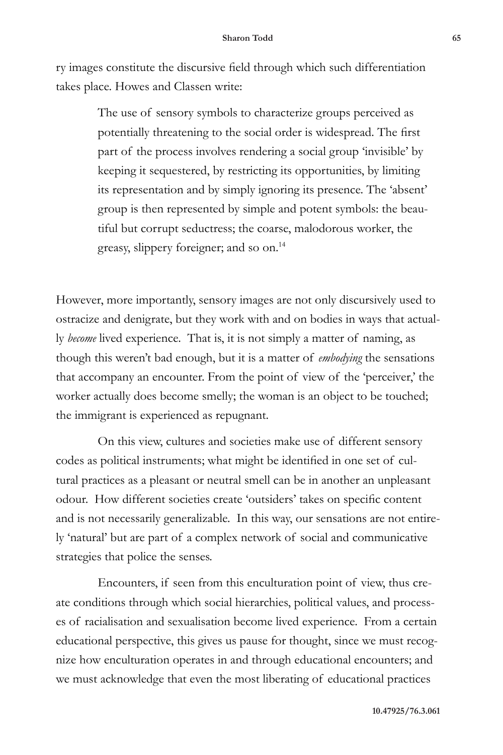ry images constitute the discursive field through which such differentiation takes place. Howes and Classen write:

> The use of sensory symbols to characterize groups perceived as potentially threatening to the social order is widespread. The first part of the process involves rendering a social group 'invisible' by keeping it sequestered, by restricting its opportunities, by limiting its representation and by simply ignoring its presence. The 'absent' group is then represented by simple and potent symbols: the beautiful but corrupt seductress; the coarse, malodorous worker, the greasy, slippery foreigner; and so on.[14]

However, more importantly, sensory images are not only discursively used to ostracize and denigrate, but they work with and on bodies in ways that actually *become* lived experience. That is, it is not simply a matter of naming, as though this weren't bad enough, but it is a matter of *embodying* the sensations that accompany an encounter. From the point of view of the 'perceiver,' the worker actually does become smelly; the woman is an object to be touched; the immigrant is experienced as repugnant.

On this view, cultures and societies make use of different sensory codes as political instruments; what might be identified in one set of cultural practices as a pleasant or neutral smell can be in another an unpleasant odour. How different societies create 'outsiders' takes on specific content and is not necessarily generalizable. In this way, our sensations are not entirely 'natural' but are part of a complex network of social and communicative strategies that police the senses.

Encounters, if seen from this enculturation point of view, thus create conditions through which social hierarchies, political values, and processes of racialisation and sexualisation become lived experience. From a certain educational perspective, this gives us pause for thought, since we must recognize how enculturation operates in and through educational encounters; and we must acknowledge that even the most liberating of educational practices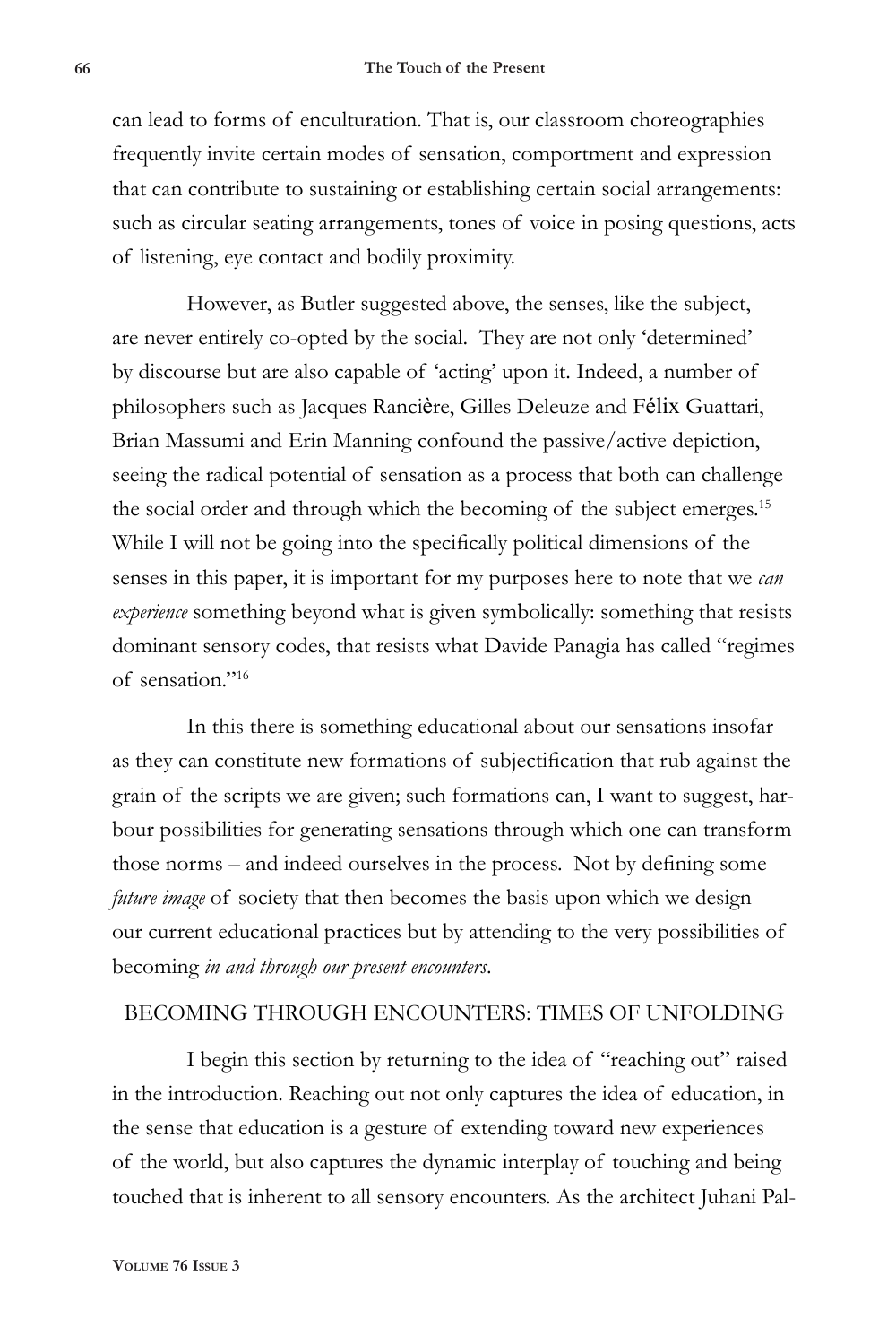can lead to forms of enculturation. That is, our classroom choreographies frequently invite certain modes of sensation, comportment and expression that can contribute to sustaining or establishing certain social arrangements: such as circular seating arrangements, tones of voice in posing questions, acts of listening, eye contact and bodily proximity.

However, as Butler suggested above, the senses, like the subject, are never entirely co-opted by the social. They are not only 'determined' by discourse but are also capable of 'acting' upon it. Indeed, a number of philosophers such as Jacques Rancière, Gilles Deleuze and Félix Guattari, Brian Massumi and Erin Manning confound the passive/active depiction, seeing the radical potential of sensation as a process that both can challenge the social order and through which the becoming of the subject emerges.[15] While I will not be going into the specifically political dimensions of the senses in this paper, it is important for my purposes here to note that we *can experience* something beyond what is given symbolically: something that resists dominant sensory codes, that resists what Davide Panagia has called "regimes of sensation."[16]

In this there is something educational about our sensations insofar as they can constitute new formations of subjectification that rub against the grain of the scripts we are given; such formations can, I want to suggest, harbour possibilities for generating sensations through which one can transform those norms – and indeed ourselves in the process. Not by defining some *future image* of society that then becomes the basis upon which we design our current educational practices but by attending to the very possibilities of becoming *in and through our present encounters*.

## BECOMING THROUGH ENCOUNTERS: TIMES OF UNFOLDING

I begin this section by returning to the idea of "reaching out" raised in the introduction. Reaching out not only captures the idea of education, in the sense that education is a gesture of extending toward new experiences of the world, but also captures the dynamic interplay of touching and being touched that is inherent to all sensory encounters. As the architect Juhani Pal-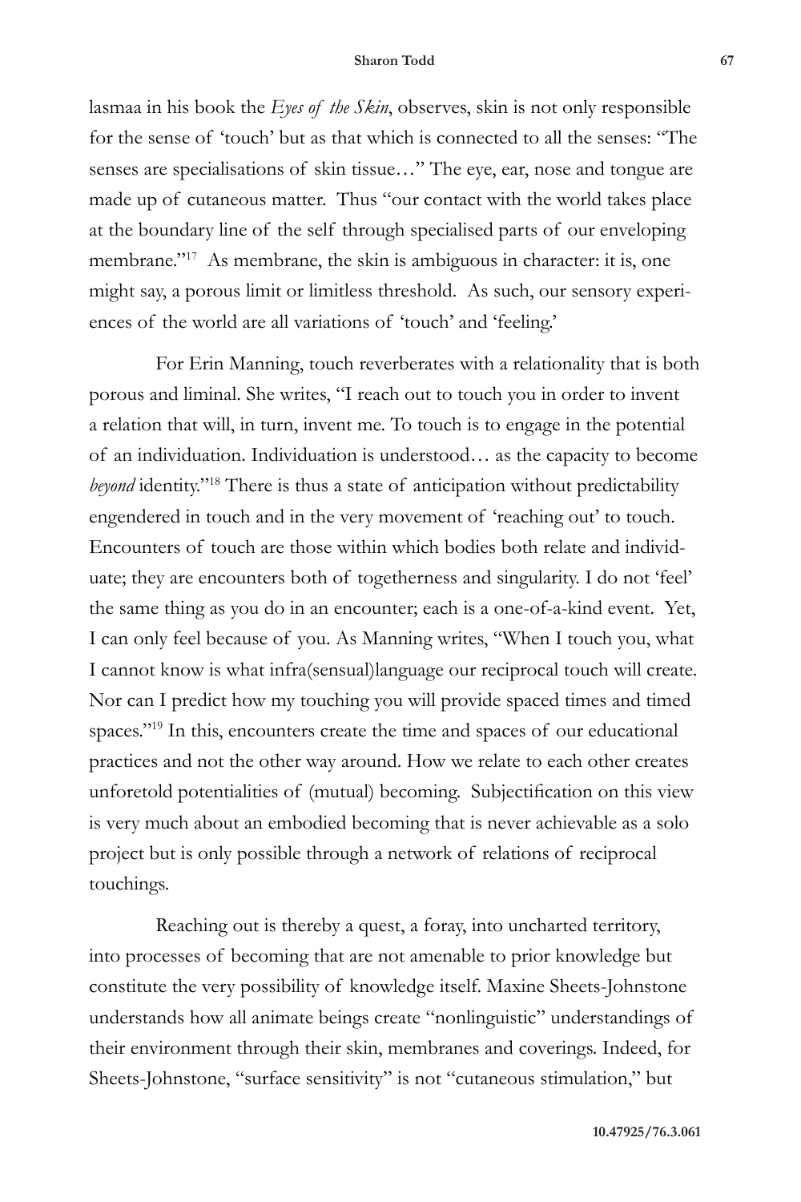lasmaa in his book the *Eyes of the Skin*, observes, skin is not only responsible for the sense of 'touch' but as that which is connected to all the senses: "The senses are specialisations of skin tissue…" The eye, ear, nose and tongue are made up of cutaneous matter. Thus "our contact with the world takes place at the boundary line of the self through specialised parts of our enveloping membrane."[17] As membrane, the skin is ambiguous in character: it is, one might say, a porous limit or limitless threshold. As such, our sensory experiences of the world are all variations of 'touch' and 'feeling.'

For Erin Manning, touch reverberates with a relationality that is both porous and liminal. She writes, "I reach out to touch you in order to invent a relation that will, in turn, invent me. To touch is to engage in the potential of an individuation. Individuation is understood… as the capacity to become *beyond* identity."[18] There is thus a state of anticipation without predictability engendered in touch and in the very movement of 'reaching out' to touch. Encounters of touch are those within which bodies both relate and individuate; they are encounters both of togetherness and singularity. I do not 'feel' the same thing as you do in an encounter; each is a one-of-a-kind event. Yet, I can only feel because of you. As Manning writes, "When I touch you, what I cannot know is what infra(sensual)language our reciprocal touch will create. Nor can I predict how my touching you will provide spaced times and timed spaces."[19] In this, encounters create the time and spaces of our educational practices and not the other way around. How we relate to each other creates unforetold potentialities of (mutual) becoming. Subjectification on this view is very much about an embodied becoming that is never achievable as a solo project but is only possible through a network of relations of reciprocal touchings.

Reaching out is thereby a quest, a foray, into uncharted territory, into processes of becoming that are not amenable to prior knowledge but constitute the very possibility of knowledge itself. Maxine Sheets-Johnstone understands how all animate beings create "nonlinguistic" understandings of their environment through their skin, membranes and coverings. Indeed, for Sheets-Johnstone, "surface sensitivity" is not "cutaneous stimulation," but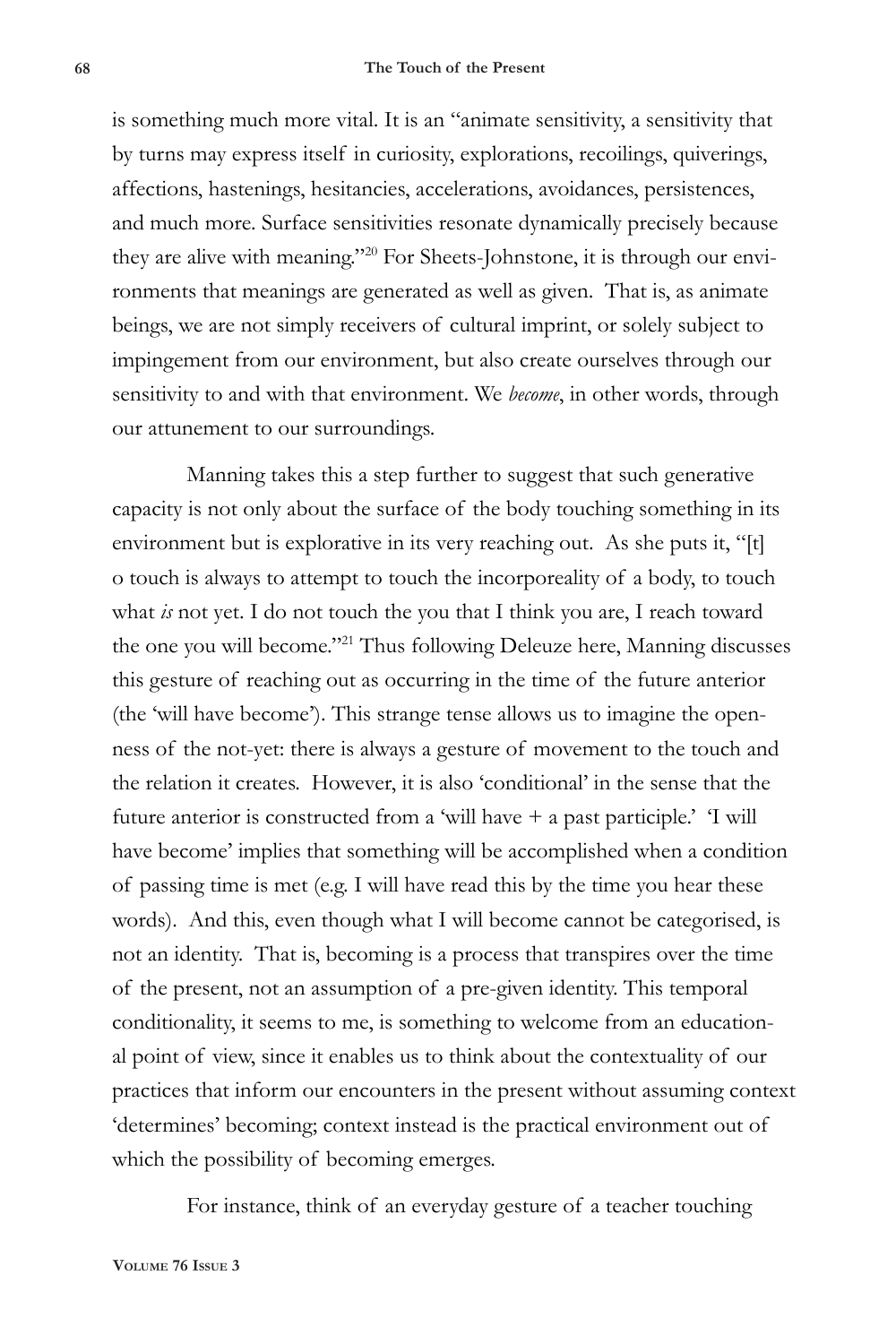is something much more vital. It is an "animate sensitivity, a sensitivity that by turns may express itself in curiosity, explorations, recoilings, quiverings, affections, hastenings, hesitancies, accelerations, avoidances, persistences, and much more. Surface sensitivities resonate dynamically precisely because they are alive with meaning."[20] For Sheets-Johnstone, it is through our environments that meanings are generated as well as given. That is, as animate beings, we are not simply receivers of cultural imprint, or solely subject to impingement from our environment, but also create ourselves through our sensitivity to and with that environment. We *become*, in other words, through our attunement to our surroundings.

Manning takes this a step further to suggest that such generative capacity is not only about the surface of the body touching something in its environment but is explorative in its very reaching out. As she puts it, "[t]o touch is always to attempt to touch the incorporeality of a body, to touch what *is* not yet. I do not touch the you that I think you are, I reach toward the one you will become."[21] Thus following Deleuze here, Manning discusses this gesture of reaching out as occurring in the time of the future anterior (the 'will have become'). This strange tense allows us to imagine the openness of the not-yet: there is always a gesture of movement to the touch and the relation it creates. However, it is also 'conditional' in the sense that the future anterior is constructed from a 'will have + a past participle.' 'I will have become' implies that something will be accomplished when a condition of passing time is met (e.g. I will have read this by the time you hear these words). And this, even though what I will become cannot be categorised, is not an identity. That is, becoming is a process that transpires over the time of the present, not an assumption of a pre-given identity. This temporal conditionality, it seems to me, is something to welcome from an educational point of view, since it enables us to think about the contextuality of our practices that inform our encounters in the present without assuming context 'determines' becoming; context instead is the practical environment out of which the possibility of becoming emerges.

For instance, think of an everyday gesture of a teacher touching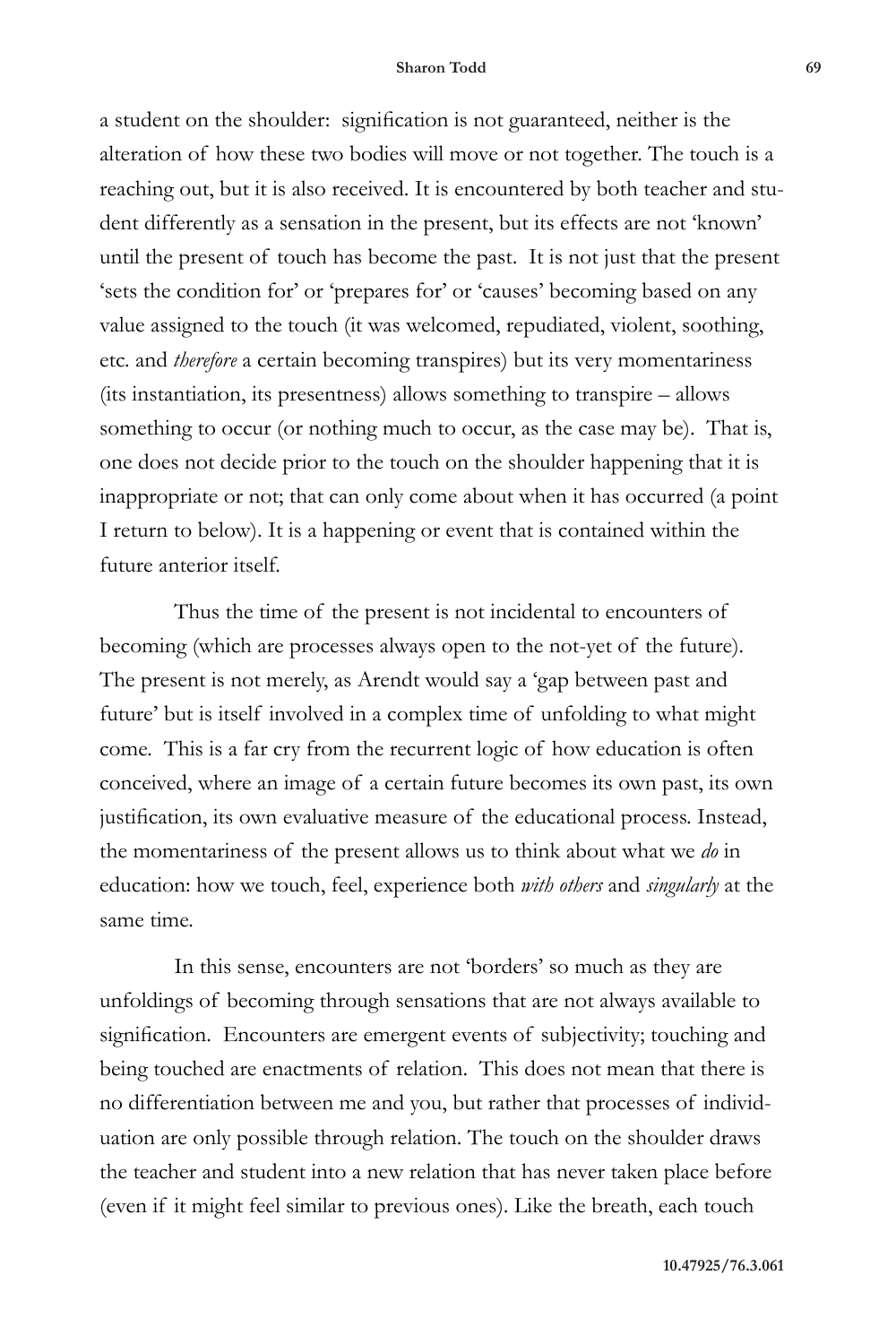a student on the shoulder: signification is not guaranteed, neither is the alteration of how these two bodies will move or not together. The touch is a reaching out, but it is also received. It is encountered by both teacher and student differently as a sensation in the present, but its effects are not 'known' until the present of touch has become the past. It is not just that the present 'sets the condition for' or 'prepares for' or 'causes' becoming based on any value assigned to the touch (it was welcomed, repudiated, violent, soothing, etc. and *therefore* a certain becoming transpires) but its very momentariness (its instantiation, its presentness) allows something to transpire – allows something to occur (or nothing much to occur, as the case may be). That is, one does not decide prior to the touch on the shoulder happening that it is inappropriate or not; that can only come about when it has occurred (a point I return to below). It is a happening or event that is contained within the future anterior itself.

Thus the time of the present is not incidental to encounters of becoming (which are processes always open to the not-yet of the future). The present is not merely, as Arendt would say a 'gap between past and future' but is itself involved in a complex time of unfolding to what might come. This is a far cry from the recurrent logic of how education is often conceived, where an image of a certain future becomes its own past, its own justification, its own evaluative measure of the educational process. Instead, the momentariness of the present allows us to think about what we *do* in education: how we touch, feel, experience both *with others* and *singularly* at the same time.

In this sense, encounters are not 'borders' so much as they are unfoldings of becoming through sensations that are not always available to signification. Encounters are emergent events of subjectivity; touching and being touched are enactments of relation. This does not mean that there is no differentiation between me and you, but rather that processes of individuation are only possible through relation. The touch on the shoulder draws the teacher and student into a new relation that has never taken place before (even if it might feel similar to previous ones). Like the breath, each touch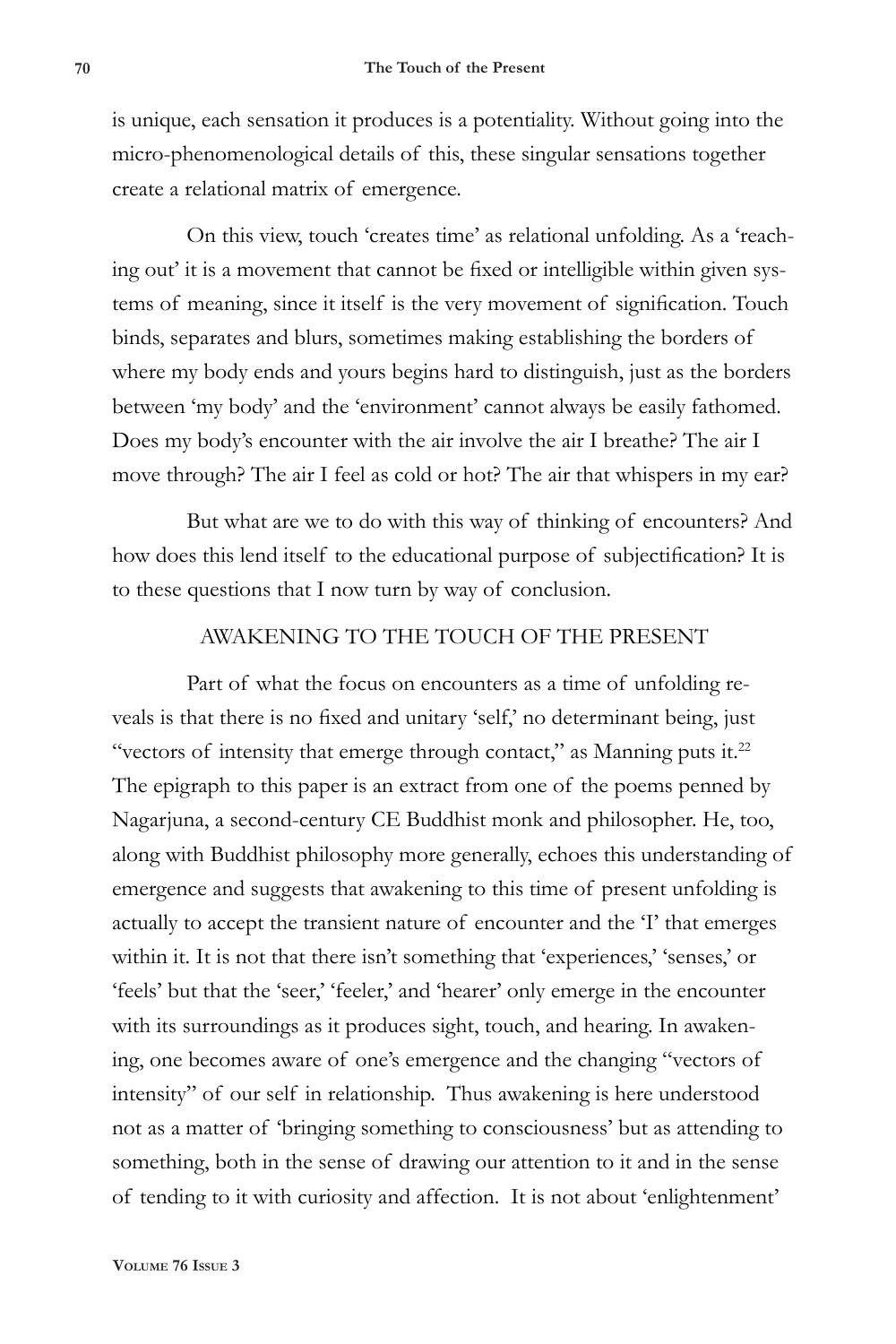is unique, each sensation it produces is a potentiality. Without going into the micro-phenomenological details of this, these singular sensations together create a relational matrix of emergence.

On this view, touch 'creates time' as relational unfolding. As a 'reaching out' it is a movement that cannot be fixed or intelligible within given systems of meaning, since it itself is the very movement of signification. Touch binds, separates and blurs, sometimes making establishing the borders of where my body ends and yours begins hard to distinguish, just as the borders between 'my body' and the 'environment' cannot always be easily fathomed. Does my body's encounter with the air involve the air I breathe? The air I move through? The air I feel as cold or hot? The air that whispers in my ear?

But what are we to do with this way of thinking of encounters? And how does this lend itself to the educational purpose of subjectification? It is to these questions that I now turn by way of conclusion.

## AWAKENING TO THE TOUCH OF THE PRESENT

Part of what the focus on encounters as a time of unfolding reveals is that there is no fixed and unitary 'self,' no determinant being, just "vectors of intensity that emerge through contact," as Manning puts it.[22] The epigraph to this paper is an extract from one of the poems penned by Nagarjuna, a second-century CE Buddhist monk and philosopher. He, too, along with Buddhist philosophy more generally, echoes this understanding of emergence and suggests that awakening to this time of present unfolding is actually to accept the transient nature of encounter and the 'I' that emerges within it. It is not that there isn't something that 'experiences,' 'senses,' or 'feels' but that the 'seer,' 'feeler,' and 'hearer' only emerge in the encounter with its surroundings as it produces sight, touch, and hearing. In awakening, one becomes aware of one's emergence and the changing "vectors of intensity" of our self in relationship. Thus awakening is here understood not as a matter of 'bringing something to consciousness' but as attending to something, both in the sense of drawing our attention to it and in the sense of tending to it with curiosity and affection. It is not about 'enlightenment'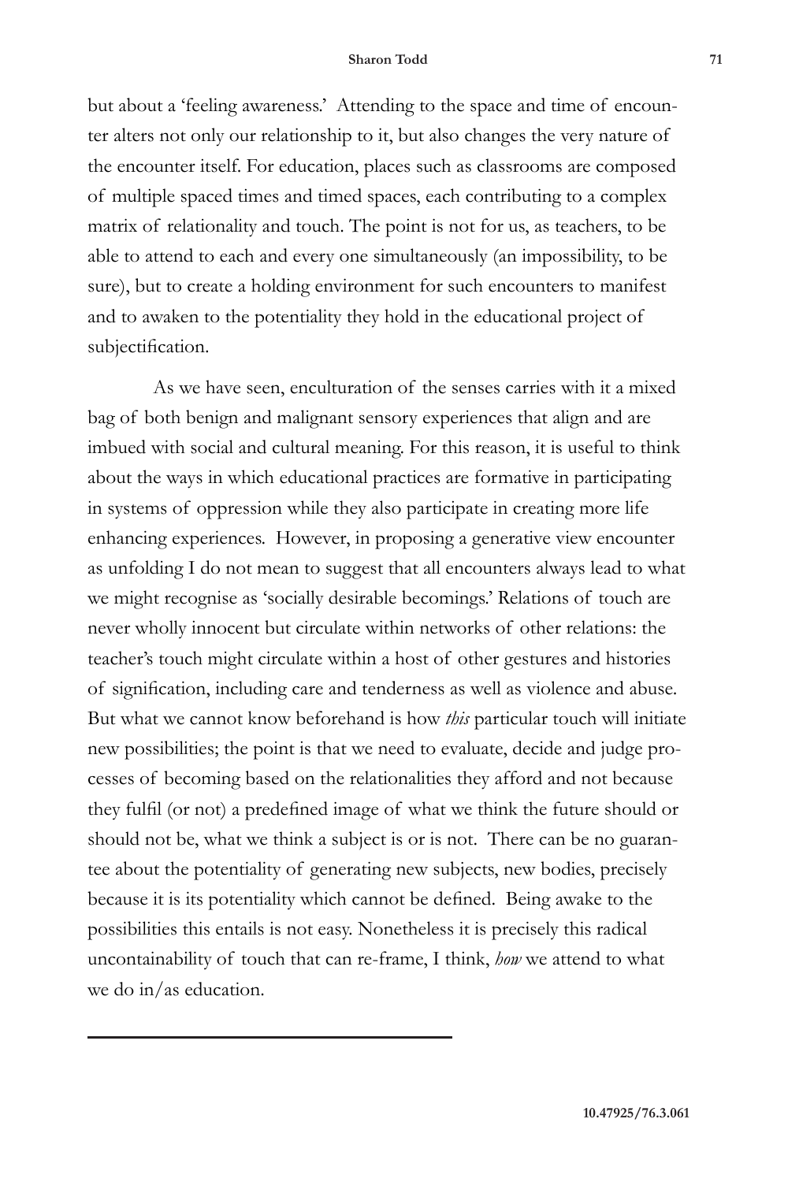but about a 'feeling awareness.' Attending to the space and time of encounter alters not only our relationship to it, but also changes the very nature of the encounter itself. For education, places such as classrooms are composed of multiple spaced times and timed spaces, each contributing to a complex matrix of relationality and touch. The point is not for us, as teachers, to be able to attend to each and every one simultaneously (an impossibility, to be sure), but to create a holding environment for such encounters to manifest and to awaken to the potentiality they hold in the educational project of subjectification.

As we have seen, enculturation of the senses carries with it a mixed bag of both benign and malignant sensory experiences that align and are imbued with social and cultural meaning. For this reason, it is useful to think about the ways in which educational practices are formative in participating in systems of oppression while they also participate in creating more life enhancing experiences. However, in proposing a generative view encounter as unfolding I do not mean to suggest that all encounters always lead to what we might recognise as 'socially desirable becomings.' Relations of touch are never wholly innocent but circulate within networks of other relations: the teacher's touch might circulate within a host of other gestures and histories of signification, including care and tenderness as well as violence and abuse. But what we cannot know beforehand is how *this* particular touch will initiate new possibilities; the point is that we need to evaluate, decide and judge processes of becoming based on the relationalities they afford and not because they fulfil (or not) a predefined image of what we think the future should or should not be, what we think a subject is or is not. There can be no guarantee about the potentiality of generating new subjects, new bodies, precisely because it is its potentiality which cannot be defined. Being awake to the possibilities this entails is not easy. Nonetheless it is precisely this radical uncontainability of touch that can re-frame, I think, *how* we attend to what we do in/as education.

---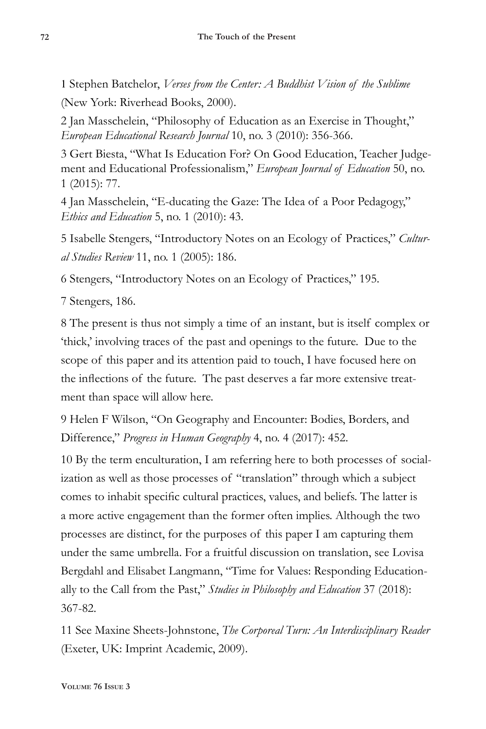1 Stephen Batchelor, *Verses from the Center: A Buddhist Vision of the Sublime* (New York: Riverhead Books, 2000).

2 Jan Masschelein, "Philosophy of Education as an Exercise in Thought," *European Educational Research Journal* 10, no. 3 (2010): 356-366.

3 Gert Biesta, "What Is Education For? On Good Education, Teacher Judgement and Educational Professionalism," *European Journal of Education* 50, no. 1 (2015): 77.

4 Jan Masschelein, "E-ducating the Gaze: The Idea of a Poor Pedagogy," *Ethics and Education* 5, no. 1 (2010): 43.

5 Isabelle Stengers, "Introductory Notes on an Ecology of Practices," *Cultural Studies Review* 11, no. 1 (2005): 186.

6 Stengers, "Introductory Notes on an Ecology of Practices," 195.

7 Stengers, 186.

8 The present is thus not simply a time of an instant, but is itself complex or 'thick,' involving traces of the past and openings to the future. Due to the scope of this paper and its attention paid to touch, I have focused here on the inflections of the future. The past deserves a far more extensive treatment than space will allow here.

9 Helen F Wilson, "On Geography and Encounter: Bodies, Borders, and Difference," *Progress in Human Geography* 4, no. 4 (2017): 452.

10 By the term enculturation, I am referring here to both processes of socialization as well as those processes of "translation" through which a subject comes to inhabit specific cultural practices, values, and beliefs. The latter is a more active engagement than the former often implies. Although the two processes are distinct, for the purposes of this paper I am capturing them under the same umbrella. For a fruitful discussion on translation, see Lovisa Bergdahl and Elisabet Langmann, "Time for Values: Responding Educationally to the Call from the Past," *Studies in Philosophy and Education* 37 (2018): 367-82.

11 See Maxine Sheets-Johnstone, *The Corporeal Turn: An Interdisciplinary Reader* (Exeter, UK: Imprint Academic, 2009).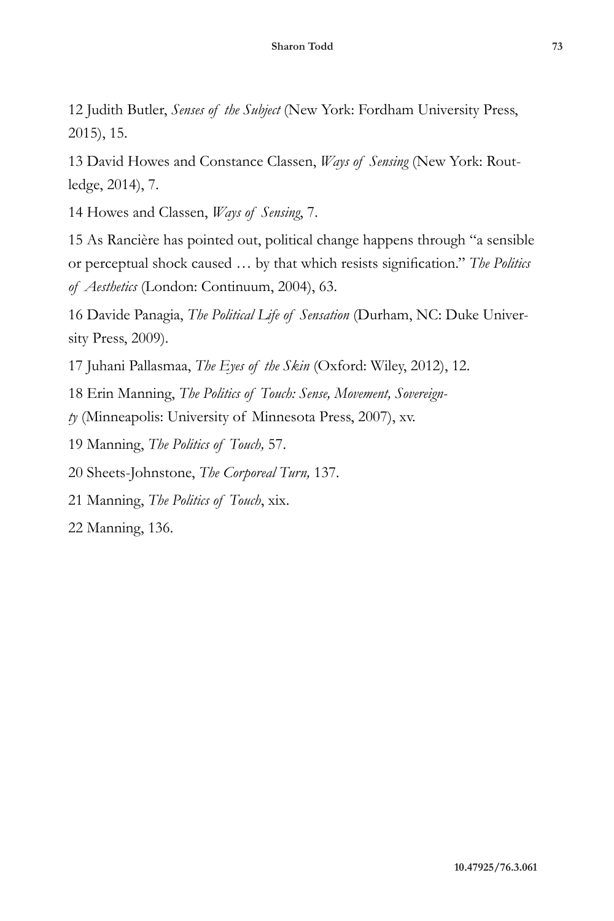12 Judith Butler, *Senses of the Subject* (New York: Fordham University Press, 2015), 15.

13 David Howes and Constance Classen, *Ways of Sensing* (New York: Routledge, 2014), 7.

14 Howes and Classen, *Ways of Sensing*, 7.

15 As Rancière has pointed out, political change happens through "a sensible or perceptual shock caused … by that which resists signification." *The Politics of Aesthetics* (London: Continuum, 2004), 63.

16 Davide Panagia, *The Political Life of Sensation* (Durham, NC: Duke University Press, 2009).

17 Juhani Pallasmaa, *The Eyes of the Skin* (Oxford: Wiley, 2012), 12.

18 Erin Manning, *The Politics of Touch: Sense, Movement, Sovereignty* (Minneapolis: University of Minnesota Press, 2007), xv.

19 Manning, *The Politics of Touch,* 57.

20 Sheets-Johnstone, *The Corporeal Turn,* 137.

21 Manning, *The Politics of Touch*, xix.

22 Manning, 136.